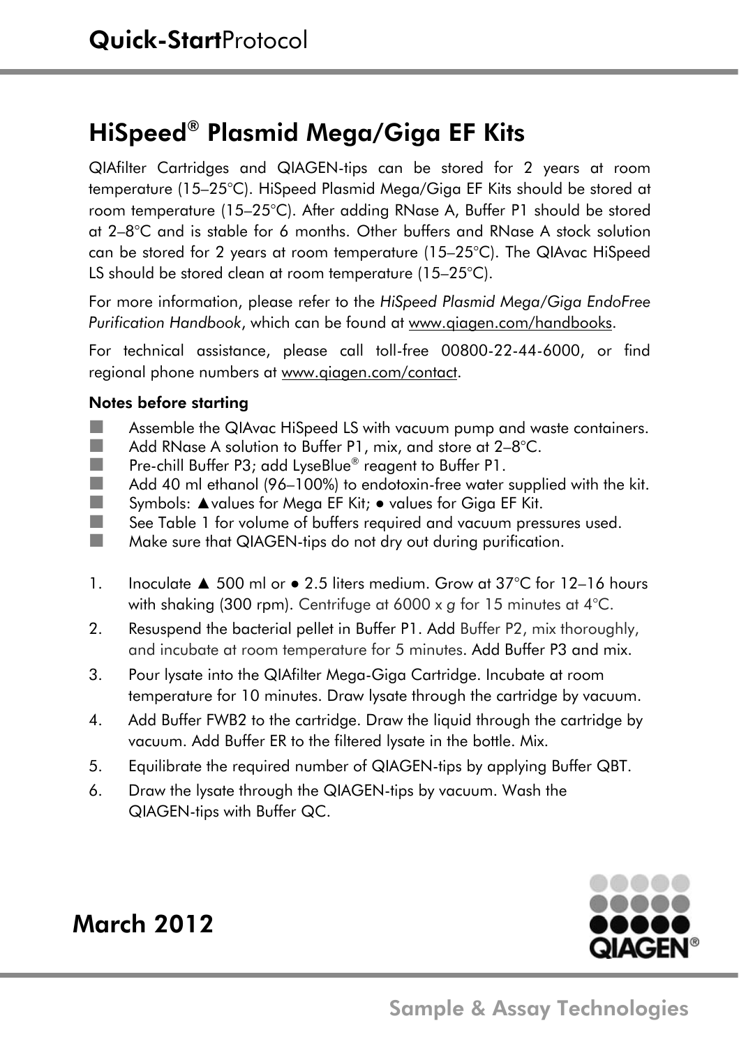# Quick-Start Protocol

## HiSpeed® Plasmid Mega/Giga EF Kits

QIAfilter Cartridges and QIAGEN-tips can be stored for 2 years at room temperature (15–25°C). HiSpeed Plasmid Mega/Giga EF Kits should be stored at room temperature (15–25°C). After adding RNase A, Buffer P1 should be stored at 2–8°C and is stable for 6 months. Other buffers and RNase A stock solution can be stored for 2 years at room temperature (15–25°C). The QIAvac HiSpeed LS should be stored clean at room temperature (15–25°C).

For more information, please refer to the *HiSpeed Plasmid Mega/Giga EndoFree Purification Handbook*, which can be found at www.qiagen.com/handbooks.

For technical assistance, please call toll-free 00800-22-44-6000, or find regional phone numbers at www.qiagen.com/contact.

**Notes before starting**

- Assemble the QIAvac HiSpeed LS with vacuum pump and waste containers.
- Add RNase A solution to Buffer P1, mix, and store at 2–8°C.
- Pre-chill Buffer P3; add LyseBlue® reagent to Buffer P1.
- Add 40 ml ethanol (96–100%) to endotoxin-free water supplied with the kit.
- Symbols: ▲values for Mega EF Kit; ● values for Giga EF Kit.
- See Table 1 for volume of buffers required and vacuum pressures used.
- Make sure that QIAGEN-tips do not dry out during purification.

1. Inoculate ▲ 500 ml or ● 2.5 liters medium. Grow at 37°C for 12–16 hours with shaking (300 rpm). Centrifuge at 6000 x *g* for 15 minutes at 4°C.
2. Resuspend the bacterial pellet in Buffer P1. Add Buffer P2, mix thoroughly, and incubate at room temperature for 5 minutes. Add Buffer P3 and mix.
3. Pour lysate into the QIAfilter Mega-Giga Cartridge. Incubate at room temperature for 10 minutes. Draw lysate through the cartridge by vacuum.
4. Add Buffer FWB2 to the cartridge. Draw the liquid through the cartridge by vacuum. Add Buffer ER to the filtered lysate in the bottle. Mix.
5. Equilibrate the required number of QIAGEN-tips by applying Buffer QBT.
6. Draw the lysate through the QIAGEN-tips by vacuum. Wash the QIAGEN-tips with Buffer QC.

**March 2012**

Sample & Assay Technologies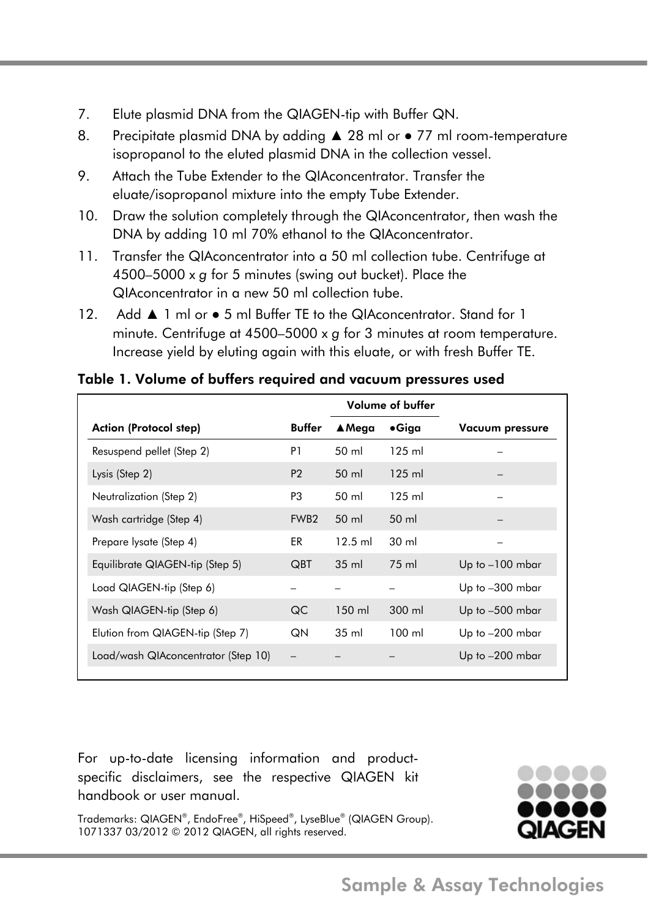7. Elute plasmid DNA from the QIAGEN-tip with Buffer QN.
8. Precipitate plasmid DNA by adding ▲ 28 ml or ● 77 ml room-temperature isopropanol to the eluted plasmid DNA in the collection vessel.
9. Attach the Tube Extender to the QIAconcentrator. Transfer the eluate/isopropanol mixture into the empty Tube Extender.
10. Draw the solution completely through the QIAconcentrator, then wash the DNA by adding 10 ml 70% ethanol to the QIAconcentrator.
11. Transfer the QIAconcentrator into a 50 ml collection tube. Centrifuge at 4500–5000 x *g* for 5 minutes (swing out bucket). Place the QIAconcentrator in a new 50 ml collection tube.
12. Add ▲ 1 ml or ● 5 ml Buffer TE to the QIAconcentrator. Stand for 1 minute. Centrifuge at 4500–5000 x *g* for 3 minutes at room temperature. Increase yield by eluting again with this eluate, or with fresh Buffer TE.

**Table 1. Volume of buffers required and vacuum pressures used**

| | | Volume of buffer | | |
|---|---|---|---|---|
| **Action (Protocol step)** | **Buffer** | **▲Mega** | **●Giga** | **Vacuum pressure** |
| Resuspend pellet (Step 2) | P1 | 50 ml | 125 ml | – |
| Lysis (Step 2) | P2 | 50 ml | 125 ml | – |
| Neutralization (Step 2) | P3 | 50 ml | 125 ml | – |
| Wash cartridge (Step 4) | FWB2 | 50 ml | 50 ml | – |
| Prepare lysate (Step 4) | ER | 12.5 ml | 30 ml | – |
| Equilibrate QIAGEN-tip (Step 5) | QBT | 35 ml | 75 ml | Up to –100 mbar |
| Load QIAGEN-tip (Step 6) | – | – | – | Up to –300 mbar |
| Wash QIAGEN-tip (Step 6) | QC | 150 ml | 300 ml | Up to –500 mbar |
| Elution from QIAGEN-tip (Step 7) | QN | 35 ml | 100 ml | Up to –200 mbar |
| Load/wash QIAconcentrator (Step 10) | – | – | – | Up to –200 mbar |

For up-to-date licensing information and product-specific disclaimers, see the respective QIAGEN kit handbook or user manual.

Trademarks: QIAGEN®, EndoFree®, HiSpeed®, LyseBlue® (QIAGEN Group).
1071337 03/2012 © 2012 QIAGEN, all rights reserved.

QIAGEN

Sample & Assay Technologies